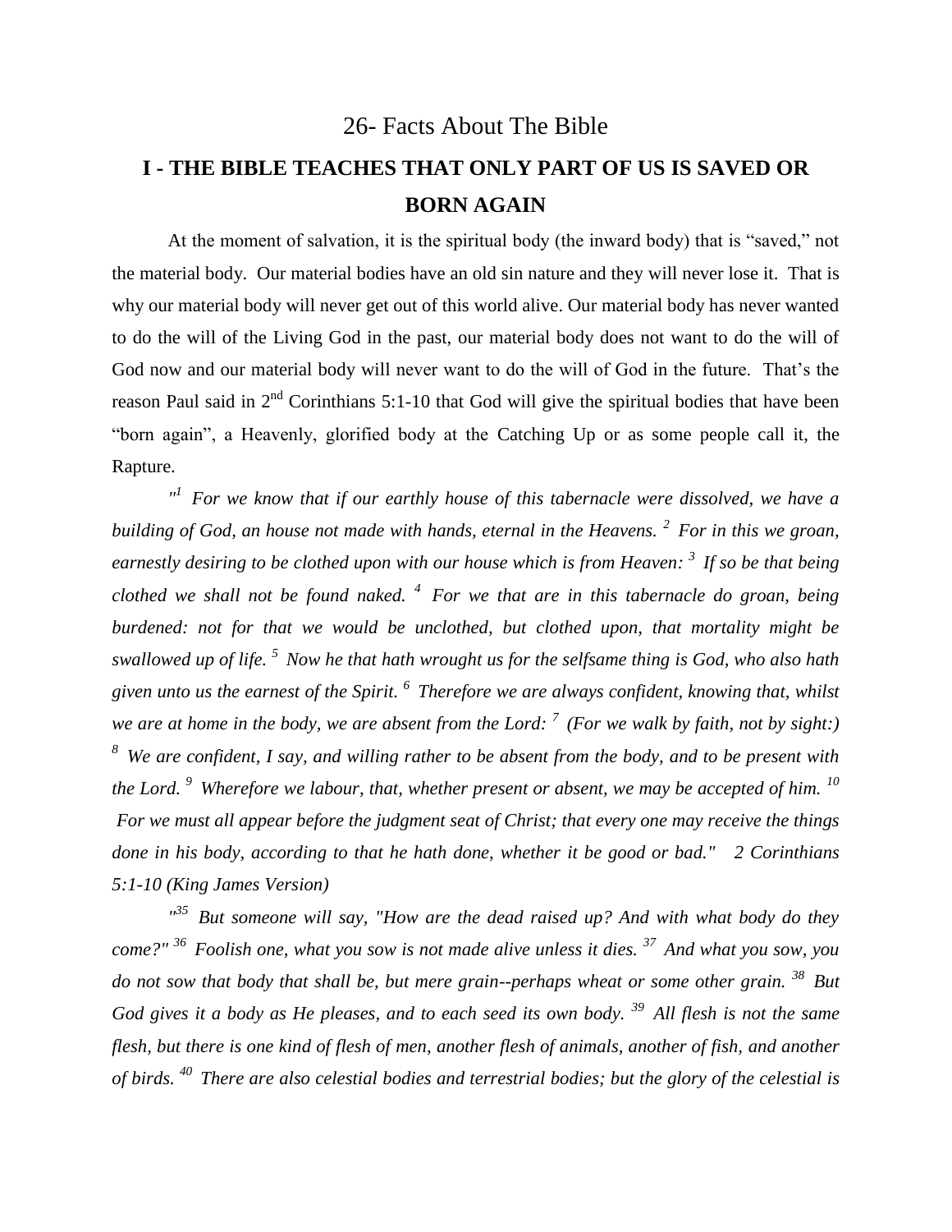# 26- Facts About The Bible

## I - THE BIBLE TEACHES THAT ONLY PART OF US IS SAVED OR BORN AGAIN

At the moment of salvation, it is the spiritual body (the inward body) that is "saved," not the material body. Our material bodies have an old sin nature and they will never lose it. That is why our material body will never get out of this world alive. Our material body has never wanted to do the will of the Living God in the past, our material body does not want to do the will of God now and our material body will never want to do the will of God in the future. That's the reason Paul said in 2nd Corinthians 5:1-10 that God will give the spiritual bodies that have been "born again", a Heavenly, glorified body at the Catching Up or as some people call it, the Rapture.

*"[1] For we know that if our earthly house of this tabernacle were dissolved, we have a building of God, an house not made with hands, eternal in the Heavens. [2] For in this we groan, earnestly desiring to be clothed upon with our house which is from Heaven: [3] If so be that being clothed we shall not be found naked. [4] For we that are in this tabernacle do groan, being burdened: not for that we would be unclothed, but clothed upon, that mortality might be swallowed up of life. [5] Now he that hath wrought us for the selfsame thing is God, who also hath given unto us the earnest of the Spirit. [6] Therefore we are always confident, knowing that, whilst we are at home in the body, we are absent from the Lord: [7] (For we walk by faith, not by sight:) [8] We are confident, I say, and willing rather to be absent from the body, and to be present with the Lord. [9] Wherefore we labour, that, whether present or absent, we may be accepted of him. [10] For we must all appear before the judgment seat of Christ; that every one may receive the things done in his body, according to that he hath done, whether it be good or bad."  2 Corinthians 5:1-10 (King James Version)*

*"[35] But someone will say, "How are the dead raised up? And with what body do they come?" [36] Foolish one, what you sow is not made alive unless it dies. [37] And what you sow, you do not sow that body that shall be, but mere grain--perhaps wheat or some other grain. [38] But God gives it a body as He pleases, and to each seed its own body. [39] All flesh is not the same flesh, but there is one kind of flesh of men, another flesh of animals, another of fish, and another of birds. [40] There are also celestial bodies and terrestrial bodies; but the glory of the celestial is*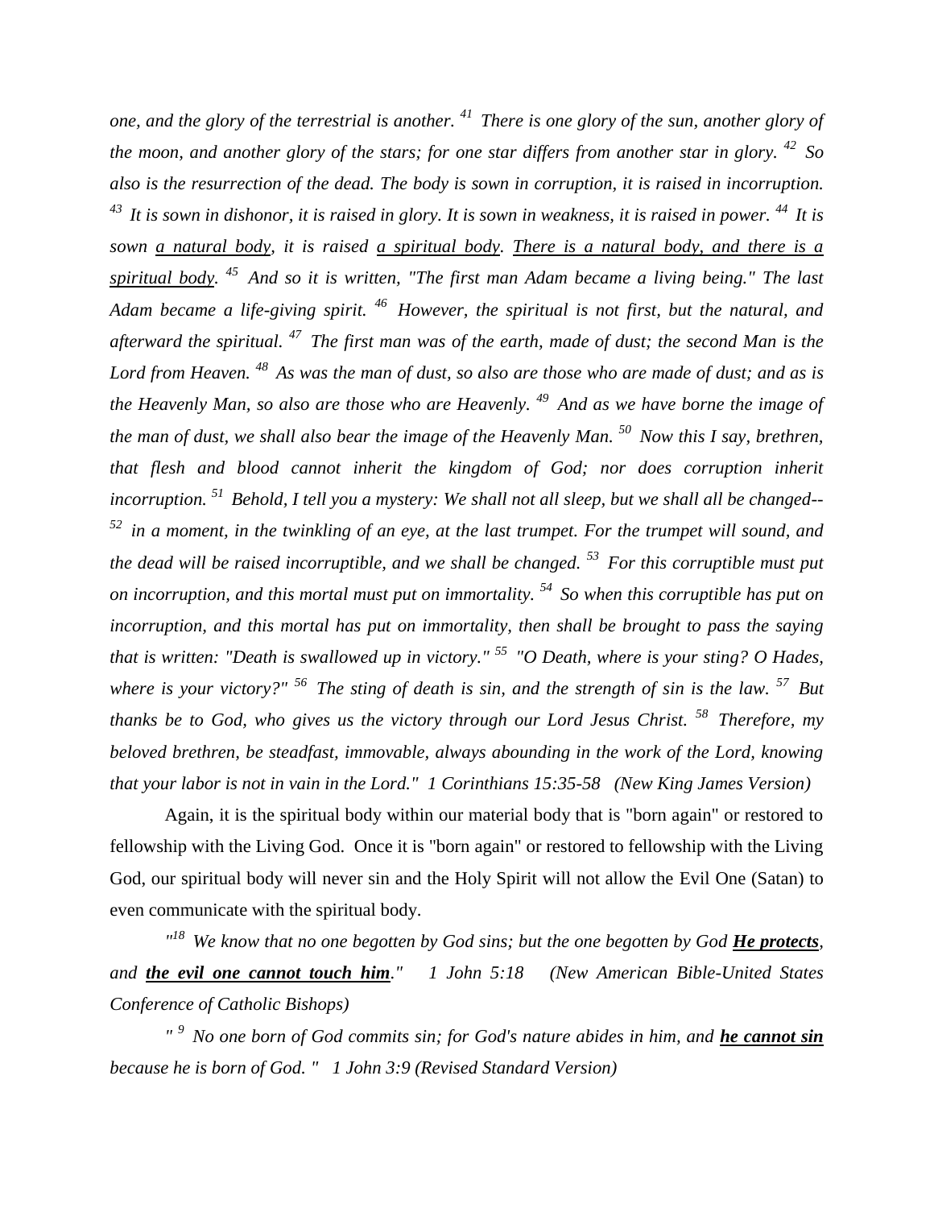*one, and the glory of the terrestrial is another. [41] There is one glory of the sun, another glory of the moon, and another glory of the stars; for one star differs from another star in glory. [42] So also is the resurrection of the dead. The body is sown in corruption, it is raised in incorruption. [43] It is sown in dishonor, it is raised in glory. It is sown in weakness, it is raised in power. [44] It is sown a natural body, it is raised a spiritual body. There is a natural body, and there is a spiritual body. [45] And so it is written, "The first man Adam became a living being." The last Adam became a life-giving spirit. [46] However, the spiritual is not first, but the natural, and afterward the spiritual. [47] The first man was of the earth, made of dust; the second Man is the Lord from Heaven. [48] As was the man of dust, so also are those who are made of dust; and as is the Heavenly Man, so also are those who are Heavenly. [49] And as we have borne the image of the man of dust, we shall also bear the image of the Heavenly Man. [50] Now this I say, brethren, that flesh and blood cannot inherit the kingdom of God; nor does corruption inherit incorruption. [51] Behold, I tell you a mystery: We shall not all sleep, but we shall all be changed-- [52] in a moment, in the twinkling of an eye, at the last trumpet. For the trumpet will sound, and the dead will be raised incorruptible, and we shall be changed. [53] For this corruptible must put on incorruption, and this mortal must put on immortality. [54] So when this corruptible has put on incorruption, and this mortal has put on immortality, then shall be brought to pass the saying that is written: "Death is swallowed up in victory." [55] "O Death, where is your sting? O Hades, where is your victory?" [56] The sting of death is sin, and the strength of sin is the law. [57] But thanks be to God, who gives us the victory through our Lord Jesus Christ. [58] Therefore, my beloved brethren, be steadfast, immovable, always abounding in the work of the Lord, knowing that your labor is not in vain in the Lord." 1 Corinthians 15:35-58 (New King James Version)*

Again, it is the spiritual body within our material body that is "born again" or restored to fellowship with the Living God. Once it is "born again" or restored to fellowship with the Living God, our spiritual body will never sin and the Holy Spirit will not allow the Evil One (Satan) to even communicate with the spiritual body.

*"[18] We know that no one begotten by God sins; but the one begotten by God **He protects**, and **the evil one cannot touch him**." 1 John 5:18 (New American Bible-United States Conference of Catholic Bishops)*

*" [9] No one born of God commits sin; for God's nature abides in him, and **he cannot sin** because he is born of God. " 1 John 3:9 (Revised Standard Version)*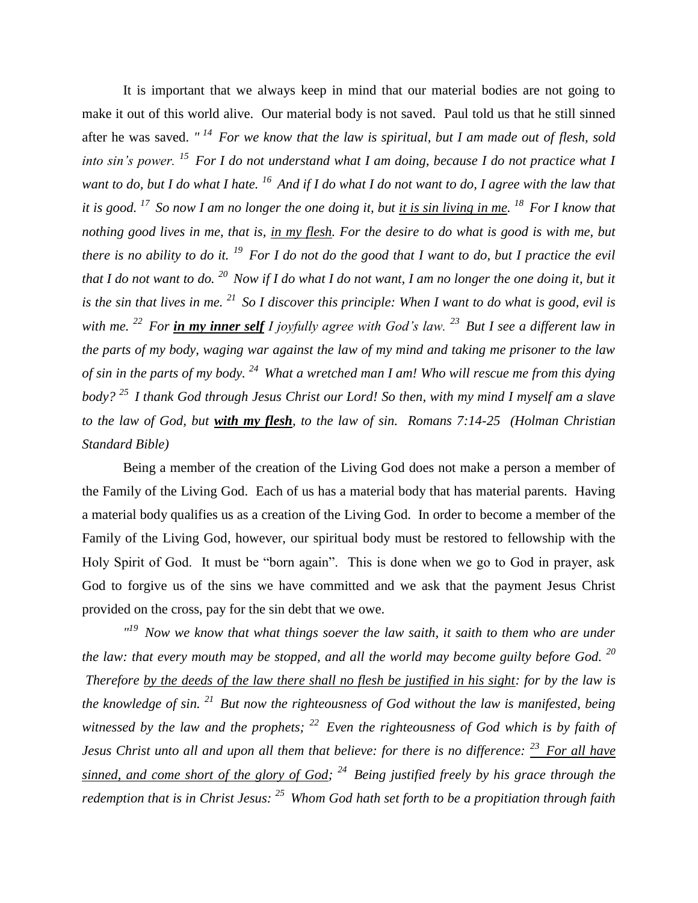It is important that we always keep in mind that our material bodies are not going to make it out of this world alive. Our material body is not saved. Paul told us that he still sinned after he was saved. *" [14] For we know that the law is spiritual, but I am made out of flesh, sold into sin's power. [15] For I do not understand what I am doing, because I do not practice what I want to do, but I do what I hate. [16] And if I do what I do not want to do, I agree with the law that it is good. [17] So now I am no longer the one doing it, but <u>it is sin living in me</u>. [18] For I know that nothing good lives in me, that is, <u>in my flesh</u>. For the desire to do what is good is with me, but there is no ability to do it. [19] For I do not do the good that I want to do, but I practice the evil that I do not want to do. [20] Now if I do what I do not want, I am no longer the one doing it, but it is the sin that lives in me. [21] So I discover this principle: When I want to do what is good, evil is with me. [22] For **<u>in my inner self</u>** I joyfully agree with God's law. [23] But I see a different law in the parts of my body, waging war against the law of my mind and taking me prisoner to the law of sin in the parts of my body. [24] What a wretched man I am! Who will rescue me from this dying body? [25] I thank God through Jesus Christ our Lord! So then, with my mind I myself am a slave to the law of God, but **<u>with my flesh</u>**, to the law of sin. Romans 7:14-25 (Holman Christian Standard Bible)*

Being a member of the creation of the Living God does not make a person a member of the Family of the Living God. Each of us has a material body that has material parents. Having a material body qualifies us as a creation of the Living God. In order to become a member of the Family of the Living God, however, our spiritual body must be restored to fellowship with the Holy Spirit of God. It must be "born again". This is done when we go to God in prayer, ask God to forgive us of the sins we have committed and we ask that the payment Jesus Christ provided on the cross, pay for the sin debt that we owe.

*"[19] Now we know that what things soever the law saith, it saith to them who are under the law: that every mouth may be stopped, and all the world may become guilty before God. [20] Therefore <u>by the deeds of the law there shall no flesh be justified in his sight</u>: for by the law is the knowledge of sin. [21] But now the righteousness of God without the law is manifested, being witnessed by the law and the prophets; [22] Even the righteousness of God which is by faith of Jesus Christ unto all and upon all them that believe: for there is no difference: <u>[23] For all have sinned, and come short of the glory of God</u>; [24] Being justified freely by his grace through the redemption that is in Christ Jesus: [25] Whom God hath set forth to be a propitiation through faith*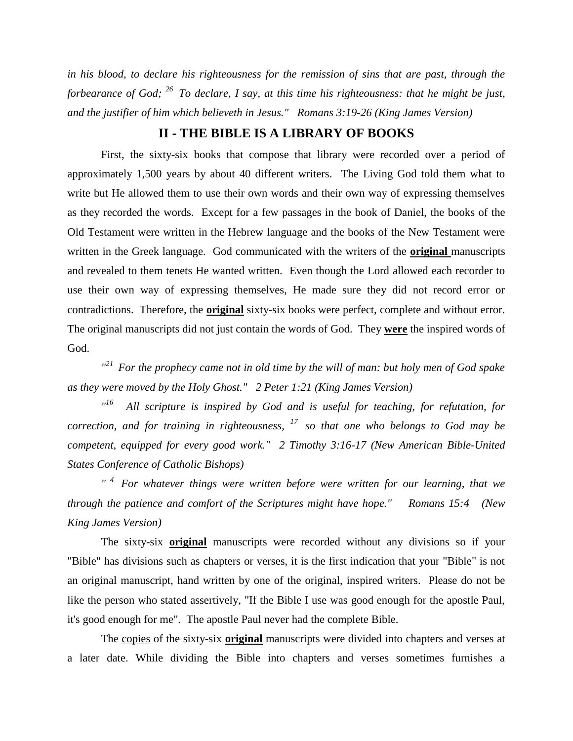*in his blood, to declare his righteousness for the remission of sins that are past, through the forbearance of God; [26] To declare, I say, at this time his righteousness: that he might be just, and the justifier of him which believeth in Jesus." Romans 3:19-26 (King James Version)*

## II - THE BIBLE IS A LIBRARY OF BOOKS

First, the sixty-six books that compose that library were recorded over a period of approximately 1,500 years by about 40 different writers. The Living God told them what to write but He allowed them to use their own words and their own way of expressing themselves as they recorded the words. Except for a few passages in the book of Daniel, the books of the Old Testament were written in the Hebrew language and the books of the New Testament were written in the Greek language. God communicated with the writers of the **original** manuscripts and revealed to them tenets He wanted written. Even though the Lord allowed each recorder to use their own way of expressing themselves, He made sure they did not record error or contradictions. Therefore, the **original** sixty-six books were perfect, complete and without error. The original manuscripts did not just contain the words of God. They **were** the inspired words of God.

*"[21] For the prophecy came not in old time by the will of man: but holy men of God spake as they were moved by the Holy Ghost." 2 Peter 1:21 (King James Version)*

*"[16] All scripture is inspired by God and is useful for teaching, for refutation, for correction, and for training in righteousness, [17] so that one who belongs to God may be competent, equipped for every good work." 2 Timothy 3:16-17 (New American Bible-United States Conference of Catholic Bishops)*

*" [4] For whatever things were written before were written for our learning, that we through the patience and comfort of the Scriptures might have hope." Romans 15:4 (New King James Version)*

The sixty-six **original** manuscripts were recorded without any divisions so if your "Bible" has divisions such as chapters or verses, it is the first indication that your "Bible" is not an original manuscript, hand written by one of the original, inspired writers. Please do not be like the person who stated assertively, "If the Bible I use was good enough for the apostle Paul, it's good enough for me". The apostle Paul never had the complete Bible.

The copies of the sixty-six **original** manuscripts were divided into chapters and verses at a later date. While dividing the Bible into chapters and verses sometimes furnishes a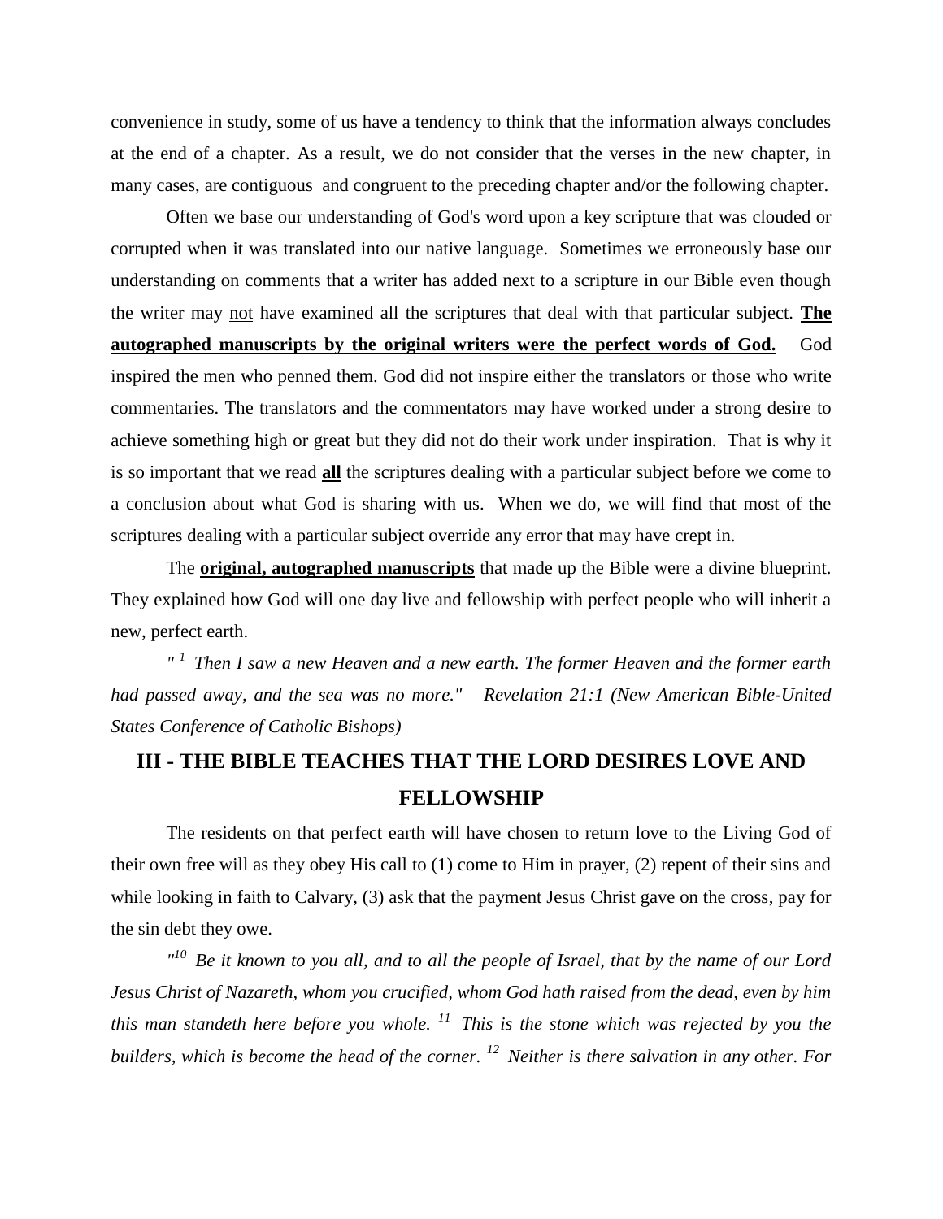convenience in study, some of us have a tendency to think that the information always concludes at the end of a chapter. As a result, we do not consider that the verses in the new chapter, in many cases, are contiguous and congruent to the preceding chapter and/or the following chapter.

Often we base our understanding of God's word upon a key scripture that was clouded or corrupted when it was translated into our native language. Sometimes we erroneously base our understanding on comments that a writer has added next to a scripture in our Bible even though the writer may <u>not</u> have examined all the scriptures that deal with that particular subject. **<u>The autographed manuscripts by the original writers were the perfect words of God.</u>** God inspired the men who penned them. God did not inspire either the translators or those who write commentaries. The translators and the commentators may have worked under a strong desire to achieve something high or great but they did not do their work under inspiration. That is why it is so important that we read **<u>all</u>** the scriptures dealing with a particular subject before we come to a conclusion about what God is sharing with us. When we do, we will find that most of the scriptures dealing with a particular subject override any error that may have crept in.

The **<u>original, autographed manuscripts</u>** that made up the Bible were a divine blueprint. They explained how God will one day live and fellowship with perfect people who will inherit a new, perfect earth.

*" [1] Then I saw a new Heaven and a new earth. The former Heaven and the former earth had passed away, and the sea was no more." Revelation 21:1 (New American Bible-United States Conference of Catholic Bishops)*

## III - THE BIBLE TEACHES THAT THE LORD DESIRES LOVE AND FELLOWSHIP

The residents on that perfect earth will have chosen to return love to the Living God of their own free will as they obey His call to (1) come to Him in prayer, (2) repent of their sins and while looking in faith to Calvary, (3) ask that the payment Jesus Christ gave on the cross, pay for the sin debt they owe.

*"[10] Be it known to you all, and to all the people of Israel, that by the name of our Lord Jesus Christ of Nazareth, whom you crucified, whom God hath raised from the dead, even by him this man standeth here before you whole. [11] This is the stone which was rejected by you the builders, which is become the head of the corner. [12] Neither is there salvation in any other. For*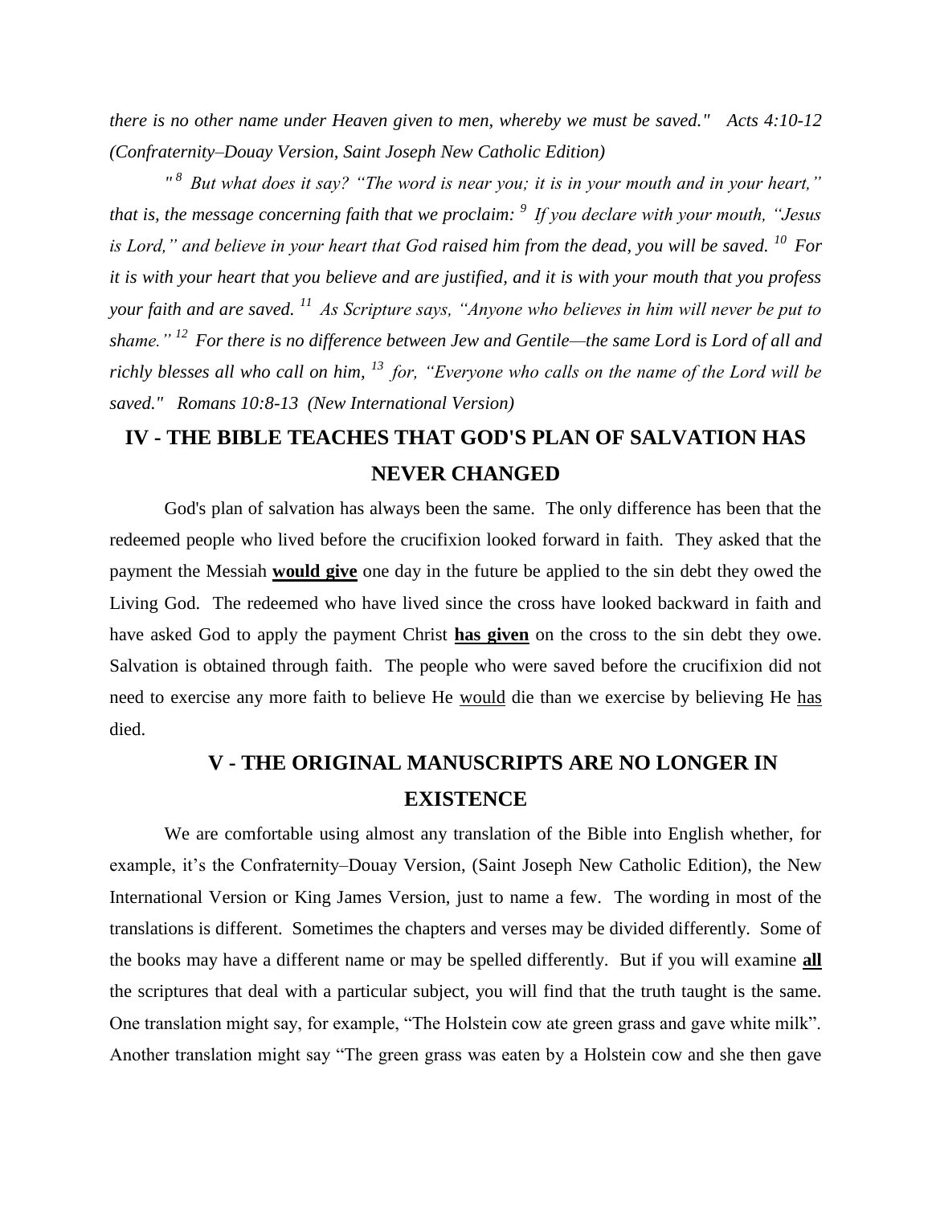*there is no other name under Heaven given to men, whereby we must be saved." Acts 4:10-12 (Confraternity–Douay Version, Saint Joseph New Catholic Edition)*

*"[8] But what does it say? "The word is near you; it is in your mouth and in your heart," that is, the message concerning faith that we proclaim: [9] If you declare with your mouth, "Jesus is Lord," and believe in your heart that God raised him from the dead, you will be saved. [10] For it is with your heart that you believe and are justified, and it is with your mouth that you profess your faith and are saved. [11] As Scripture says, "Anyone who believes in him will never be put to shame." [12] For there is no difference between Jew and Gentile—the same Lord is Lord of all and richly blesses all who call on him, [13] for, "Everyone who calls on the name of the Lord will be saved." Romans 10:8-13 (New International Version)*

## IV - THE BIBLE TEACHES THAT GOD'S PLAN OF SALVATION HAS NEVER CHANGED

God's plan of salvation has always been the same. The only difference has been that the redeemed people who lived before the crucifixion looked forward in faith. They asked that the payment the Messiah **would give** one day in the future be applied to the sin debt they owed the Living God. The redeemed who have lived since the cross have looked backward in faith and have asked God to apply the payment Christ **has given** on the cross to the sin debt they owe. Salvation is obtained through faith. The people who were saved before the crucifixion did not need to exercise any more faith to believe He would die than we exercise by believing He has died.

## V - THE ORIGINAL MANUSCRIPTS ARE NO LONGER IN EXISTENCE

We are comfortable using almost any translation of the Bible into English whether, for example, it's the Confraternity–Douay Version, (Saint Joseph New Catholic Edition), the New International Version or King James Version, just to name a few. The wording in most of the translations is different. Sometimes the chapters and verses may be divided differently. Some of the books may have a different name or may be spelled differently. But if you will examine **all** the scriptures that deal with a particular subject, you will find that the truth taught is the same. One translation might say, for example, "The Holstein cow ate green grass and gave white milk". Another translation might say "The green grass was eaten by a Holstein cow and she then gave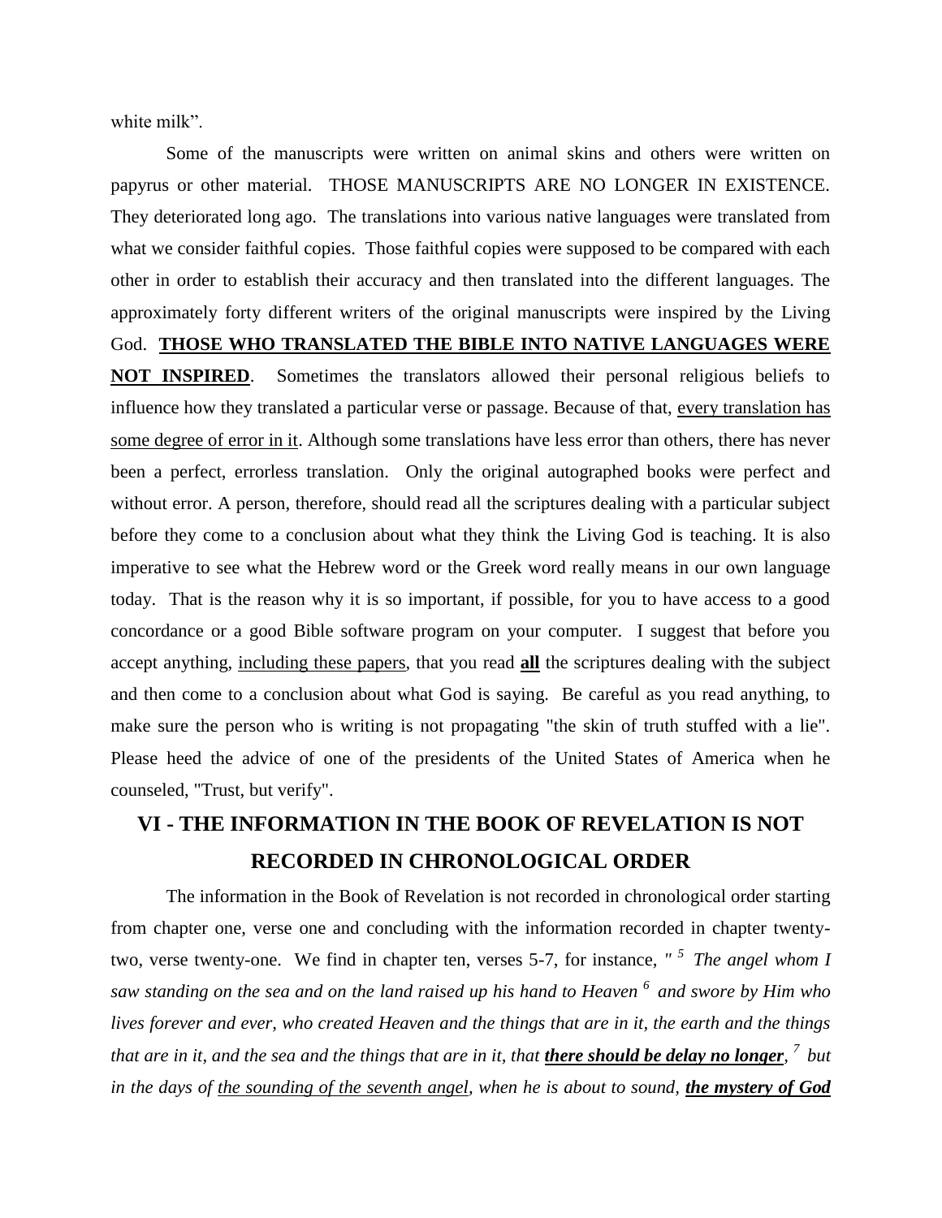white milk".

Some of the manuscripts were written on animal skins and others were written on papyrus or other material. THOSE MANUSCRIPTS ARE NO LONGER IN EXISTENCE. They deteriorated long ago. The translations into various native languages were translated from what we consider faithful copies. Those faithful copies were supposed to be compared with each other in order to establish their accuracy and then translated into the different languages. The approximately forty different writers of the original manuscripts were inspired by the Living God. <u>**THOSE WHO TRANSLATED THE BIBLE INTO NATIVE LANGUAGES WERE NOT INSPIRED**</u>. Sometimes the translators allowed their personal religious beliefs to influence how they translated a particular verse or passage. Because of that, <u>every translation has some degree of error in it</u>. Although some translations have less error than others, there has never been a perfect, errorless translation. Only the original autographed books were perfect and without error. A person, therefore, should read all the scriptures dealing with a particular subject before they come to a conclusion about what they think the Living God is teaching. It is also imperative to see what the Hebrew word or the Greek word really means in our own language today. That is the reason why it is so important, if possible, for you to have access to a good concordance or a good Bible software program on your computer. I suggest that before you accept anything, <u>including these papers</u>, that you read <u>**all**</u> the scriptures dealing with the subject and then come to a conclusion about what God is saying. Be careful as you read anything, to make sure the person who is writing is not propagating "the skin of truth stuffed with a lie". Please heed the advice of one of the presidents of the United States of America when he counseled, "Trust, but verify".

## VI - THE INFORMATION IN THE BOOK OF REVELATION IS NOT RECORDED IN CHRONOLOGICAL ORDER

The information in the Book of Revelation is not recorded in chronological order starting from chapter one, verse one and concluding with the information recorded in chapter twenty-two, verse twenty-one. We find in chapter ten, verses 5-7, for instance, *" [5] The angel whom I saw standing on the sea and on the land raised up his hand to Heaven [6] and swore by Him who lives forever and ever, who created Heaven and the things that are in it, the earth and the things that are in it, and the sea and the things that are in it, that <u>**there should be delay no longer**</u>, [7] but in the days of <u>the sounding of the seventh angel</u>, when he is about to sound, <u>**the mystery of God**</u>*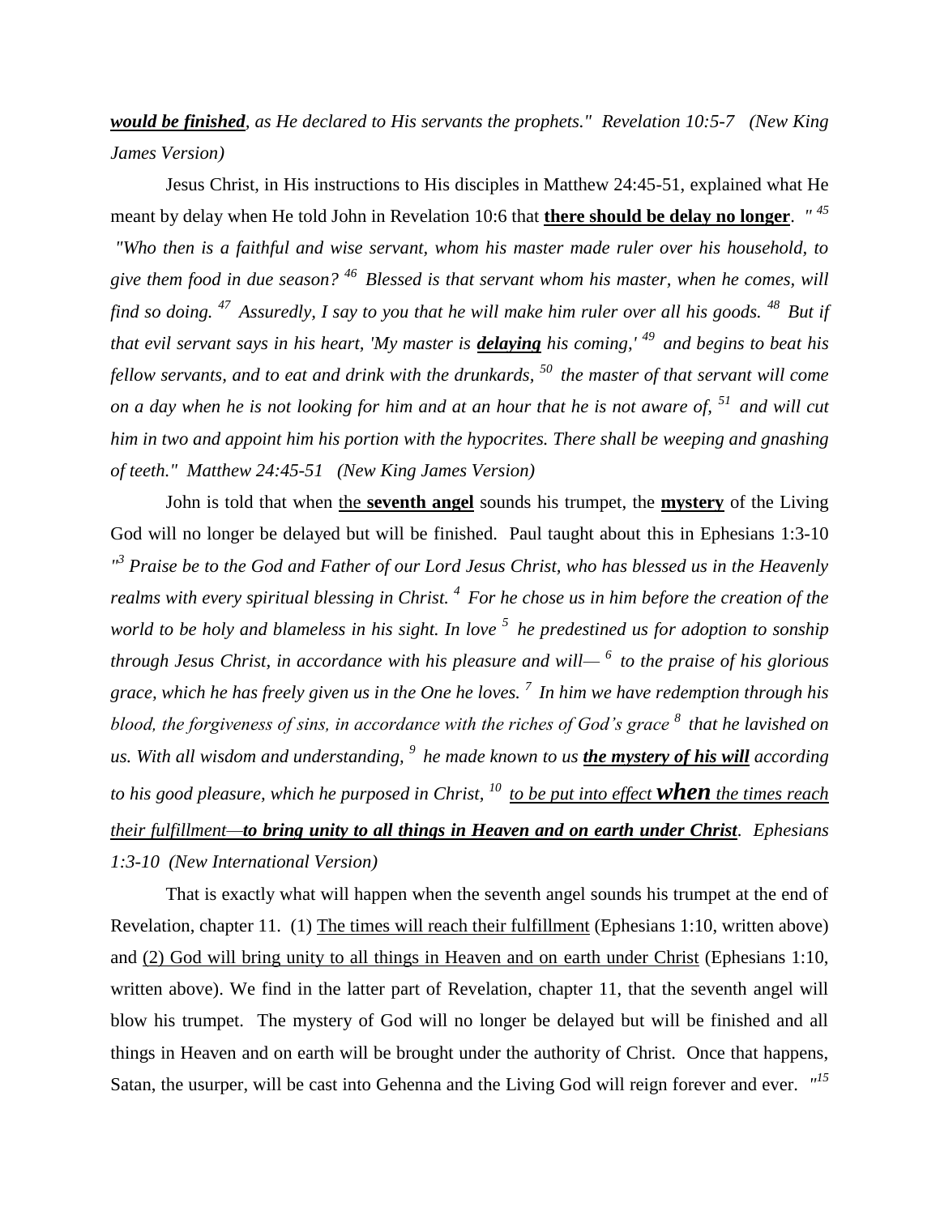***would be finished****, as He declared to His servants the prophets." Revelation 10:5-7 (New King James Version)*

Jesus Christ, in His instructions to His disciples in Matthew 24:45-51, explained what He meant by delay when He told John in Revelation 10:6 that **there should be delay no longer**. *" [45] "Who then is a faithful and wise servant, whom his master made ruler over his household, to give them food in due season? [46] Blessed is that servant whom his master, when he comes, will find so doing. [47] Assuredly, I say to you that he will make him ruler over all his goods. [48] But if that evil servant says in his heart, 'My master is* ***delaying*** *his coming,' [49] and begins to beat his fellow servants, and to eat and drink with the drunkards, [50] the master of that servant will come on a day when he is not looking for him and at an hour that he is not aware of, [51] and will cut him in two and appoint him his portion with the hypocrites. There shall be weeping and gnashing of teeth." Matthew 24:45-51 (New King James Version)*

John is told that when the **seventh angel** sounds his trumpet, the **mystery** of the Living God will no longer be delayed but will be finished. Paul taught about this in Ephesians 1:3-10 *"[3] Praise be to the God and Father of our Lord Jesus Christ, who has blessed us in the Heavenly realms with every spiritual blessing in Christ. [4] For he chose us in him before the creation of the world to be holy and blameless in his sight. In love [5] he predestined us for adoption to sonship through Jesus Christ, in accordance with his pleasure and will— [6] to the praise of his glorious grace, which he has freely given us in the One he loves. [7] In him we have redemption through his blood, the forgiveness of sins, in accordance with the riches of God's grace [8] that he lavished on us. With all wisdom and understanding, [9] he made known to us* ***the mystery of his will*** *according to his good pleasure, which he purposed in Christ, [10] to be put into effect* ***when*** *the times reach their fulfillment—****to bring unity to all things in Heaven and on earth under Christ****. Ephesians 1:3-10 (New International Version)*

That is exactly what will happen when the seventh angel sounds his trumpet at the end of Revelation, chapter 11. (1) The times will reach their fulfillment (Ephesians 1:10, written above) and (2) God will bring unity to all things in Heaven and on earth under Christ (Ephesians 1:10, written above). We find in the latter part of Revelation, chapter 11, that the seventh angel will blow his trumpet. The mystery of God will no longer be delayed but will be finished and all things in Heaven and on earth will be brought under the authority of Christ. Once that happens, Satan, the usurper, will be cast into Gehenna and the Living God will reign forever and ever. *"[15]*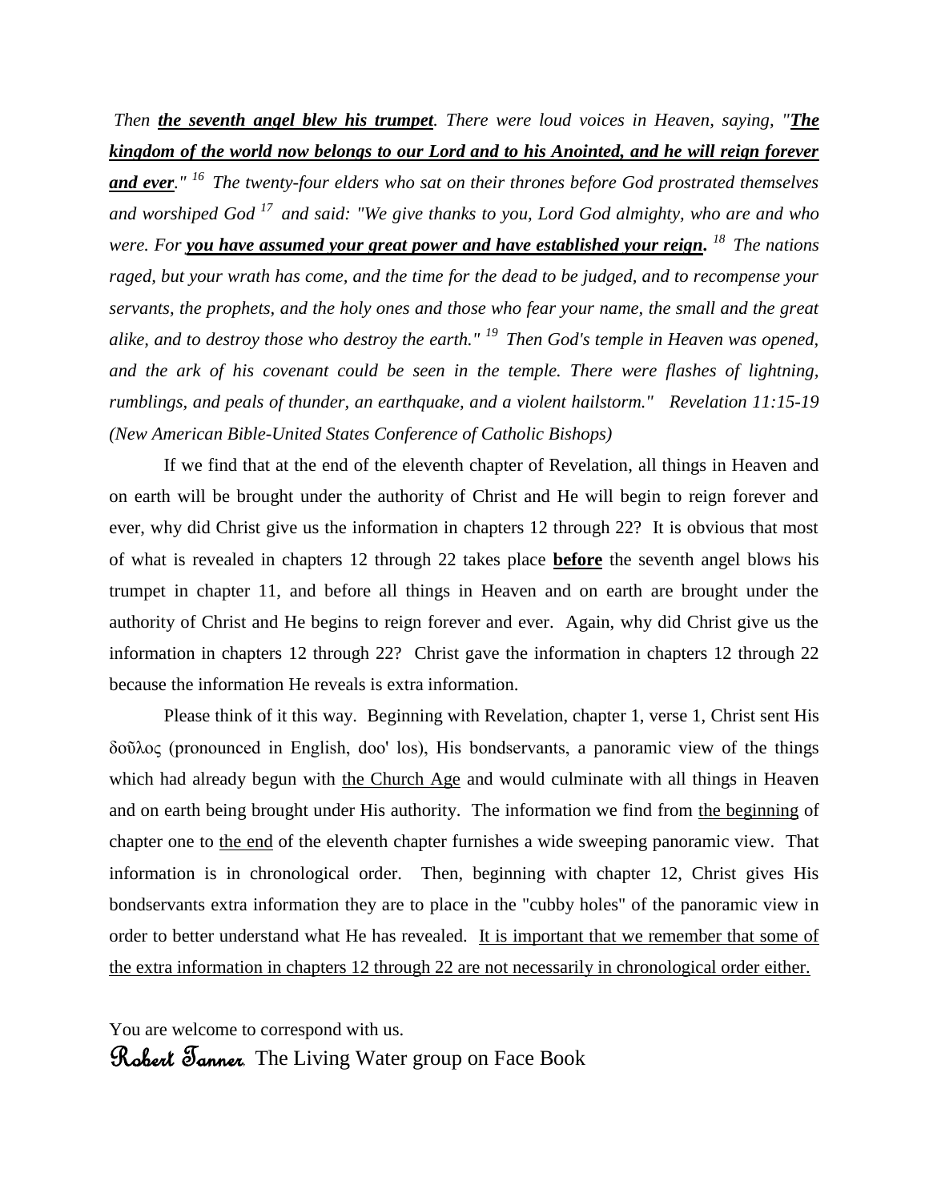*Then* ***<u>the seventh angel blew his trumpet</u>****. There were loud voices in Heaven, saying, "****<u>The kingdom of the world now belongs to our Lord and to his Anointed, and he will reign forever and ever</u>****."* [16] *The twenty-four elders who sat on their thrones before God prostrated themselves and worshiped God* [17] *and said: "We give thanks to you, Lord God almighty, who are and who were. For* ***<u>you have assumed your great power and have established your reign</u>*****.** [18] *The nations raged, but your wrath has come, and the time for the dead to be judged, and to recompense your servants, the prophets, and the holy ones and those who fear your name, the small and the great alike, and to destroy those who destroy the earth."* [19] *Then God's temple in Heaven was opened, and the ark of his covenant could be seen in the temple. There were flashes of lightning, rumblings, and peals of thunder, an earthquake, and a violent hailstorm." Revelation 11:15-19 (New American Bible-United States Conference of Catholic Bishops)*

If we find that at the end of the eleventh chapter of Revelation, all things in Heaven and on earth will be brought under the authority of Christ and He will begin to reign forever and ever, why did Christ give us the information in chapters 12 through 22? It is obvious that most of what is revealed in chapters 12 through 22 takes place **<u>before</u>** the seventh angel blows his trumpet in chapter 11, and before all things in Heaven and on earth are brought under the authority of Christ and He begins to reign forever and ever. Again, why did Christ give us the information in chapters 12 through 22? Christ gave the information in chapters 12 through 22 because the information He reveals is extra information.

Please think of it this way. Beginning with Revelation, chapter 1, verse 1, Christ sent His δοῦλος (pronounced in English, doo' los), His bondservants, a panoramic view of the things which had already begun with <u>the Church Age</u> and would culminate with all things in Heaven and on earth being brought under His authority. The information we find from <u>the beginning</u> of chapter one to <u>the end</u> of the eleventh chapter furnishes a wide sweeping panoramic view. That information is in chronological order. Then, beginning with chapter 12, Christ gives His bondservants extra information they are to place in the "cubby holes" of the panoramic view in order to better understand what He has revealed. <u>It is important that we remember that some of the extra information in chapters 12 through 22 are not necessarily in chronological order either.</u>

You are welcome to correspond with us.

Robert Tanner. The Living Water group on Face Book